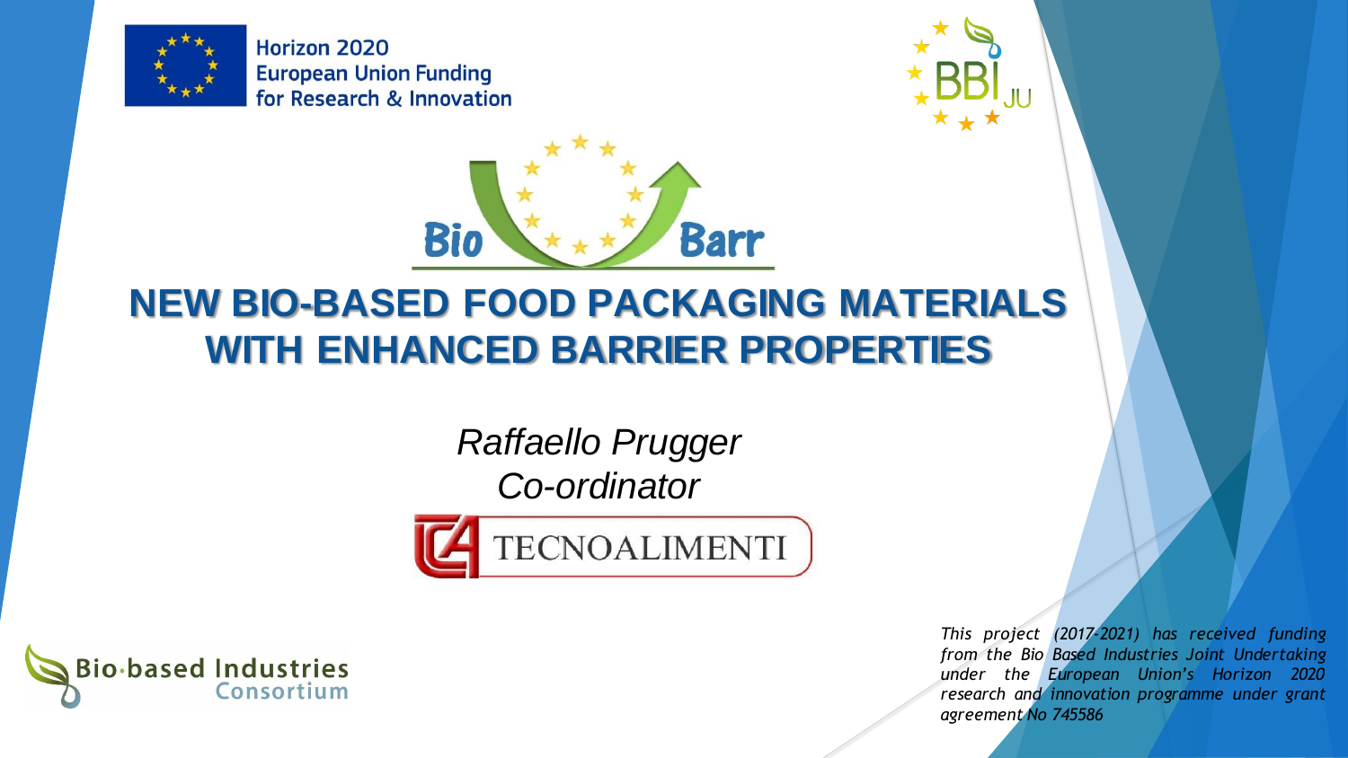Horizon 2020
European Union Funding
for Research & Innovation

BBI JU

Bio Barr

# NEW BIO-BASED FOOD PACKAGING MATERIALS WITH ENHANCED BARRIER PROPERTIES

*Raffaello Prugger*
*Co-ordinator*

TECNOALIMENTI

Bio-based Industries Consortium

*This project (2017-2021) has received funding from the Bio Based Industries Joint Undertaking under the European Union's Horizon 2020 research and innovation programme under grant agreement No 745586*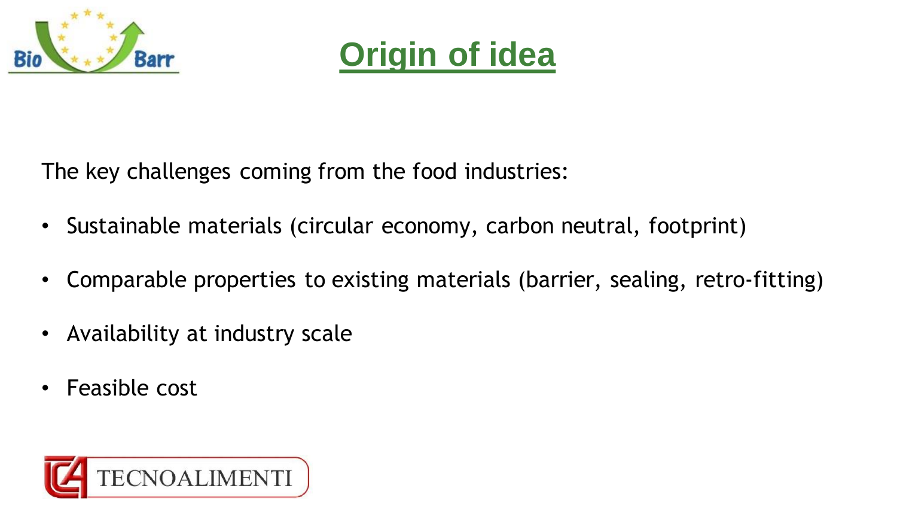# Origin of idea

The key challenges coming from the food industries:

- Sustainable materials (circular economy, carbon neutral, footprint)
- Comparable properties to existing materials (barrier, sealing, retro-fitting)
- Availability at industry scale
- Feasible cost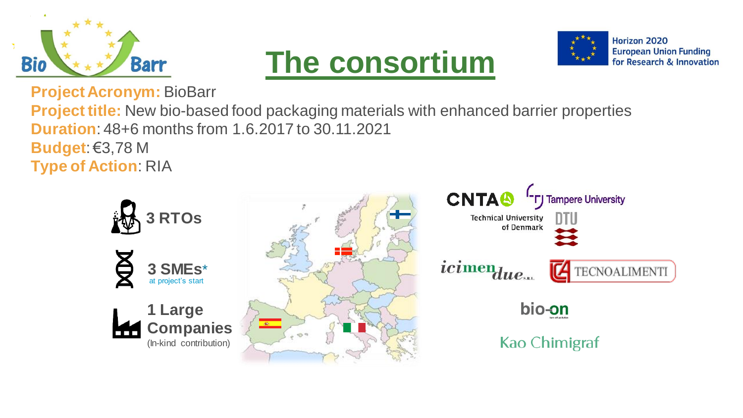# The consortium

**Project Acronym:** BioBarr
**Project title:** New bio-based food packaging materials with enhanced barrier properties
**Duration**: 48+6 months from 1.6.2017 to 30.11.2021
**Budget**: €3,78 M
**Type of Action**: RIA

**3 RTOs**

**3 SMEs*** at project's start

**1 Large Companies** (In-kind contribution)

CNTA

Tampere University

Technical University of Denmark DTU

icimendue S.R.L.

TECNOALIMENTI

bio-on

Kao Chimigraf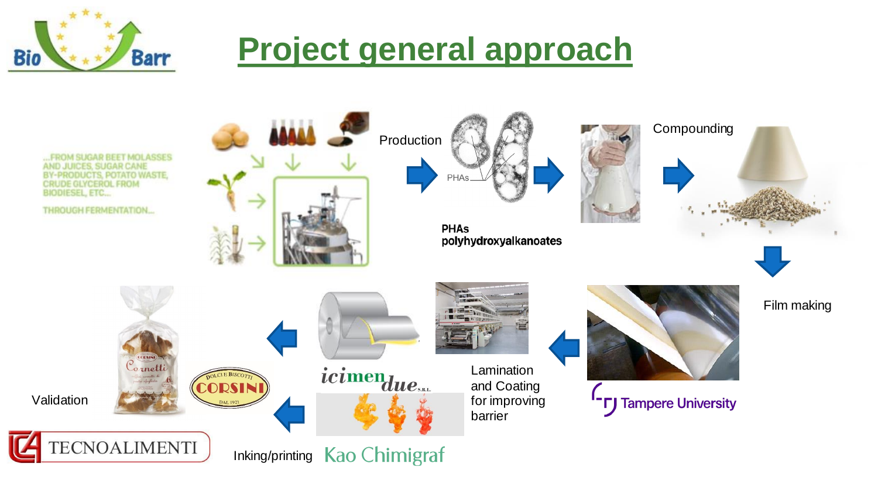# Project general approach

...FROM SUGAR BEET MOLASSES AND JUICES, SUGAR CANE BY-PRODUCTS, POTATO WASTE, CRUDE GLYCEROL FROM BIODIESEL, ETC...

THROUGH FERMENTATION...

Production

PHAs

**PHAs polyhydroxyalkanoates**

Compounding

Film making

Tampere University

Lamination and Coating for improving barrier

icimendue S.R.L.

Kao Chimigraf

Inking/printing

Validation

CORSINI

TECNOALIMENTI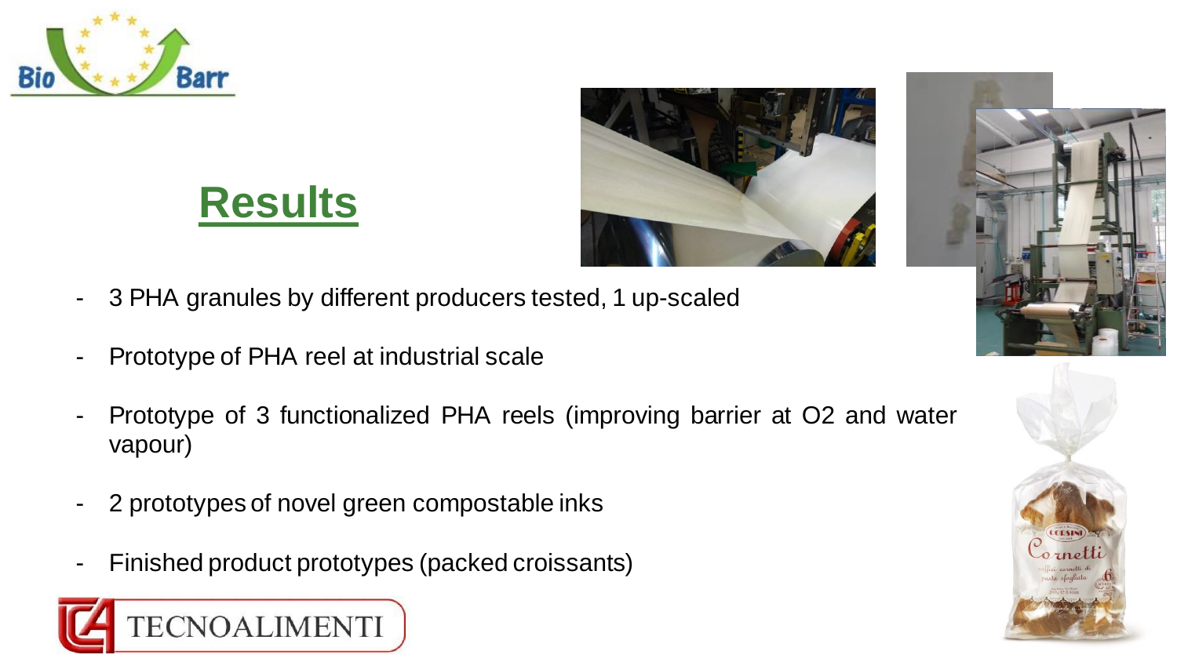# Results

- 3 PHA granules by different producers tested, 1 up-scaled
- Prototype of PHA reel at industrial scale
- Prototype of 3 functionalized PHA reels (improving barrier at $O_2$ and water vapour)
- 2 prototypes of novel green compostable inks
- Finished product prototypes (packed croissants)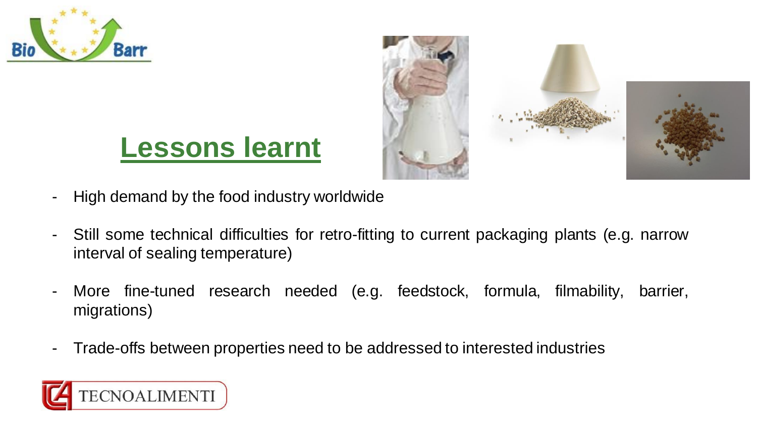# Lessons learnt

- High demand by the food industry worldwide
- Still some technical difficulties for retro-fitting to current packaging plants (e.g. narrow interval of sealing temperature)
- More fine-tuned research needed (e.g. feedstock, formula, filmability, barrier, migrations)
- Trade-offs between properties need to be addressed to interested industries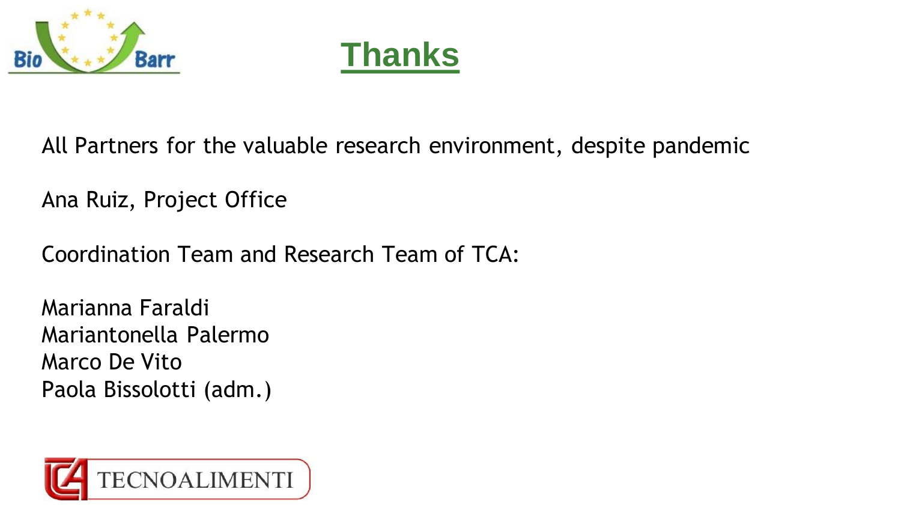# Thanks

All Partners for the valuable research environment, despite pandemic

Ana Ruiz, Project Office

Coordination Team and Research Team of TCA:

Marianna Faraldi
Mariantonella Palermo
Marco De Vito
Paola Bissolotti (adm.)